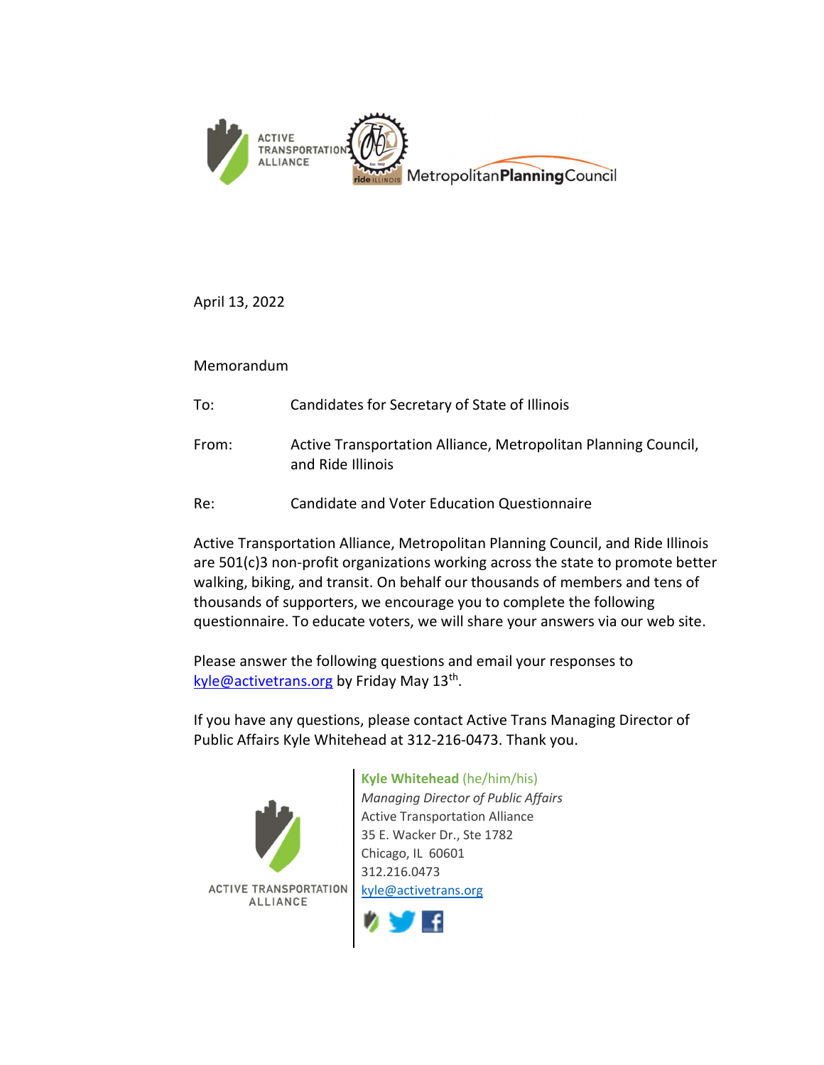April 13, 2022

Memorandum

| | |
|---|---|
| To: | Candidates for Secretary of State of Illinois |
| From: | Active Transportation Alliance, Metropolitan Planning Council, and Ride Illinois |
| Re: | Candidate and Voter Education Questionnaire |

Active Transportation Alliance, Metropolitan Planning Council, and Ride Illinois are 501(c)3 non-profit organizations working across the state to promote better walking, biking, and transit. On behalf our thousands of members and tens of thousands of supporters, we encourage you to complete the following questionnaire. To educate voters, we will share your answers via our web site.

Please answer the following questions and email your responses to kyle@activetrans.org by Friday May 13th.

If you have any questions, please contact Active Trans Managing Director of Public Affairs Kyle Whitehead at 312-216-0473. Thank you.

**Kyle Whitehead** (he/him/his)
*Managing Director of Public Affairs*
Active Transportation Alliance
35 E. Wacker Dr., Ste 1782
Chicago, IL 60601
312.216.0473
kyle@activetrans.org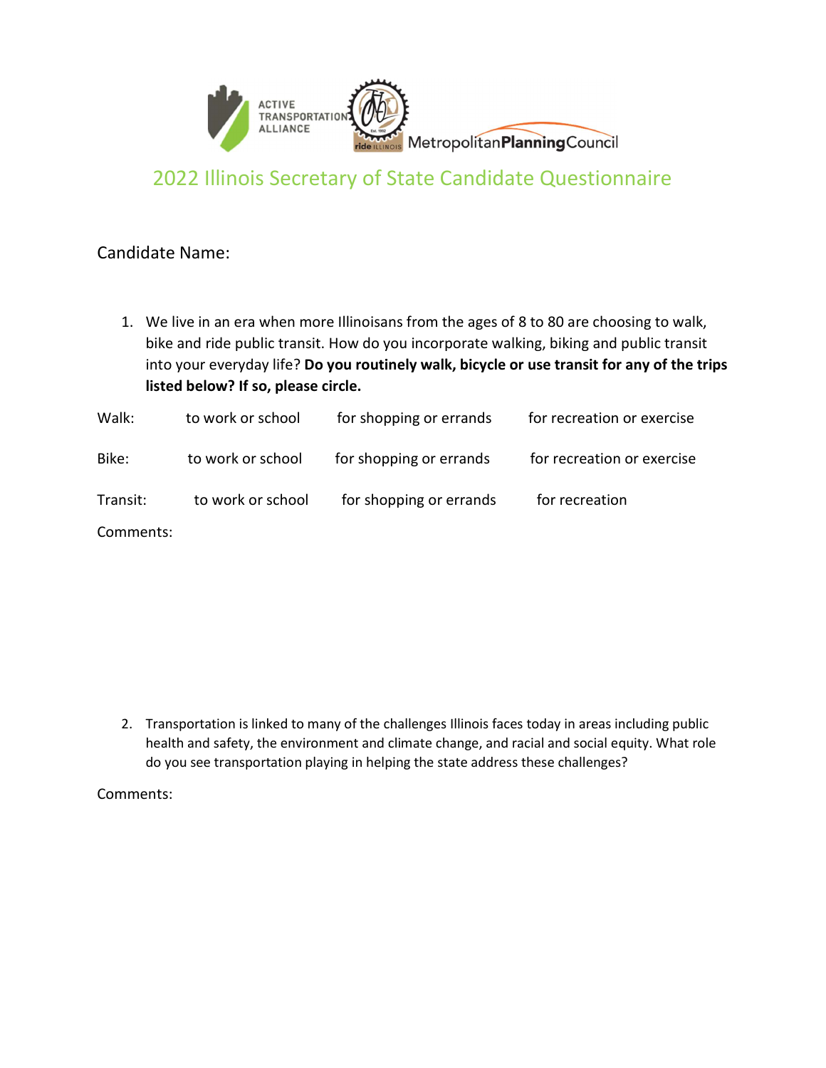ACTIVE TRANSPORTATION ALLIANCE | ride ILLINOIS | Metropolitan Planning Council

# 2022 Illinois Secretary of State Candidate Questionnaire

Candidate Name:

1. We live in an era when more Illinoisans from the ages of 8 to 80 are choosing to walk, bike and ride public transit. How do you incorporate walking, biking and public transit into your everyday life? **Do you routinely walk, bicycle or use transit for any of the trips listed below? If so, please circle.**

| | | | |
|---|---|---|---|
| Walk: | to work or school | for shopping or errands | for recreation or exercise |
| Bike: | to work or school | for shopping or errands | for recreation or exercise |
| Transit: | to work or school | for shopping or errands | for recreation |

Comments:

2. Transportation is linked to many of the challenges Illinois faces today in areas including public health and safety, the environment and climate change, and racial and social equity. What role do you see transportation playing in helping the state address these challenges?

Comments: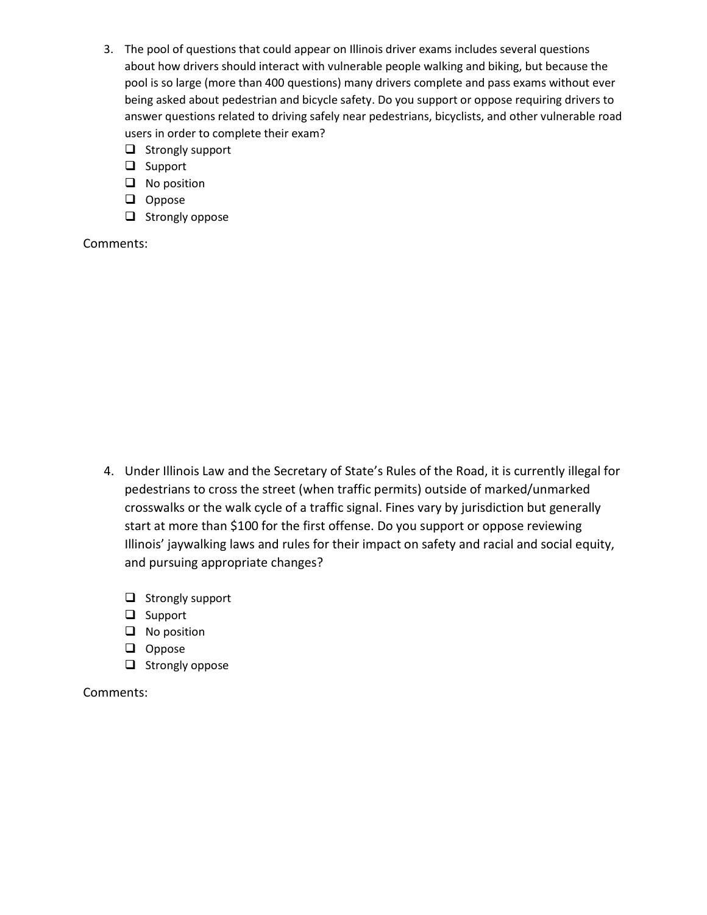3. The pool of questions that could appear on Illinois driver exams includes several questions about how drivers should interact with vulnerable people walking and biking, but because the pool is so large (more than 400 questions) many drivers complete and pass exams without ever being asked about pedestrian and bicycle safety. Do you support or oppose requiring drivers to answer questions related to driving safely near pedestrians, bicyclists, and other vulnerable road users in order to complete their exam?
   - ❑ Strongly support
   - ❑ Support
   - ❑ No position
   - ❑ Oppose
   - ❑ Strongly oppose

Comments:

4. Under Illinois Law and the Secretary of State's Rules of the Road, it is currently illegal for pedestrians to cross the street (when traffic permits) outside of marked/unmarked crosswalks or the walk cycle of a traffic signal. Fines vary by jurisdiction but generally start at more than $100 for the first offense. Do you support or oppose reviewing Illinois' jaywalking laws and rules for their impact on safety and racial and social equity, and pursuing appropriate changes?
   - ❑ Strongly support
   - ❑ Support
   - ❑ No position
   - ❑ Oppose
   - ❑ Strongly oppose

Comments: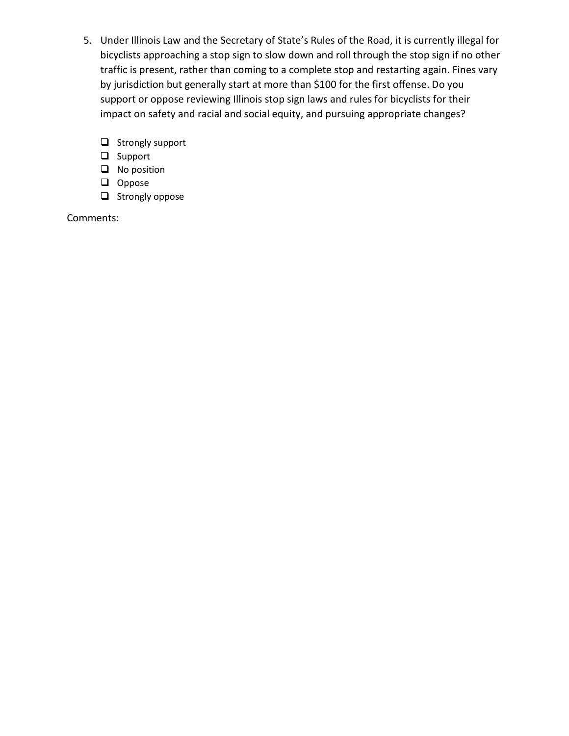5. Under Illinois Law and the Secretary of State's Rules of the Road, it is currently illegal for bicyclists approaching a stop sign to slow down and roll through the stop sign if no other traffic is present, rather than coming to a complete stop and restarting again. Fines vary by jurisdiction but generally start at more than $100 for the first offense. Do you support or oppose reviewing Illinois stop sign laws and rules for bicyclists for their impact on safety and racial and social equity, and pursuing appropriate changes?

   - [ ] Strongly support
   - [ ] Support
   - [ ] No position
   - [ ] Oppose
   - [ ] Strongly oppose

Comments: